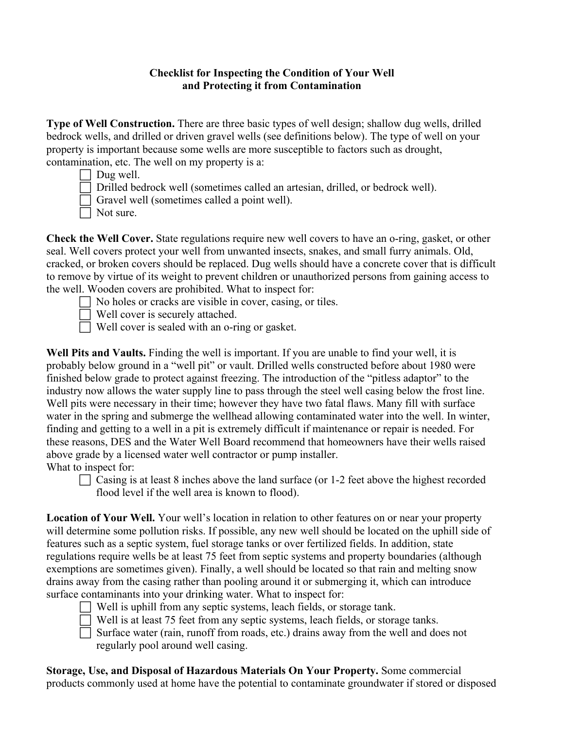**Checklist for Inspecting the Condition of Your Well and Protecting it from Contamination**

**Type of Well Construction.** There are three basic types of well design; shallow dug wells, drilled bedrock wells, and drilled or driven gravel wells (see definitions below). The type of well on your property is important because some wells are more susceptible to factors such as drought, contamination, etc. The well on my property is a:

- ☐ Dug well.
- ☐ Drilled bedrock well (sometimes called an artesian, drilled, or bedrock well).
- ☐ Gravel well (sometimes called a point well).
- ☐ Not sure.

**Check the Well Cover.** State regulations require new well covers to have an o-ring, gasket, or other seal. Well covers protect your well from unwanted insects, snakes, and small furry animals. Old, cracked, or broken covers should be replaced. Dug wells should have a concrete cover that is difficult to remove by virtue of its weight to prevent children or unauthorized persons from gaining access to the well. Wooden covers are prohibited. What to inspect for:

- ☐ No holes or cracks are visible in cover, casing, or tiles.
- ☐ Well cover is securely attached.
- ☐ Well cover is sealed with an o-ring or gasket.

**Well Pits and Vaults.** Finding the well is important. If you are unable to find your well, it is probably below ground in a "well pit" or vault. Drilled wells constructed before about 1980 were finished below grade to protect against freezing. The introduction of the "pitless adaptor" to the industry now allows the water supply line to pass through the steel well casing below the frost line. Well pits were necessary in their time; however they have two fatal flaws. Many fill with surface water in the spring and submerge the wellhead allowing contaminated water into the well. In winter, finding and getting to a well in a pit is extremely difficult if maintenance or repair is needed. For these reasons, DES and the Water Well Board recommend that homeowners have their wells raised above grade by a licensed water well contractor or pump installer.
What to inspect for:

- ☐ Casing is at least 8 inches above the land surface (or 1-2 feet above the highest recorded flood level if the well area is known to flood).

**Location of Your Well.** Your well's location in relation to other features on or near your property will determine some pollution risks. If possible, any new well should be located on the uphill side of features such as a septic system, fuel storage tanks or over fertilized fields. In addition, state regulations require wells be at least 75 feet from septic systems and property boundaries (although exemptions are sometimes given). Finally, a well should be located so that rain and melting snow drains away from the casing rather than pooling around it or submerging it, which can introduce surface contaminants into your drinking water. What to inspect for:

- ☐ Well is uphill from any septic systems, leach fields, or storage tank.
- ☐ Well is at least 75 feet from any septic systems, leach fields, or storage tanks.
- ☐ Surface water (rain, runoff from roads, etc.) drains away from the well and does not regularly pool around well casing.

**Storage, Use, and Disposal of Hazardous Materials On Your Property.** Some commercial products commonly used at home have the potential to contaminate groundwater if stored or disposed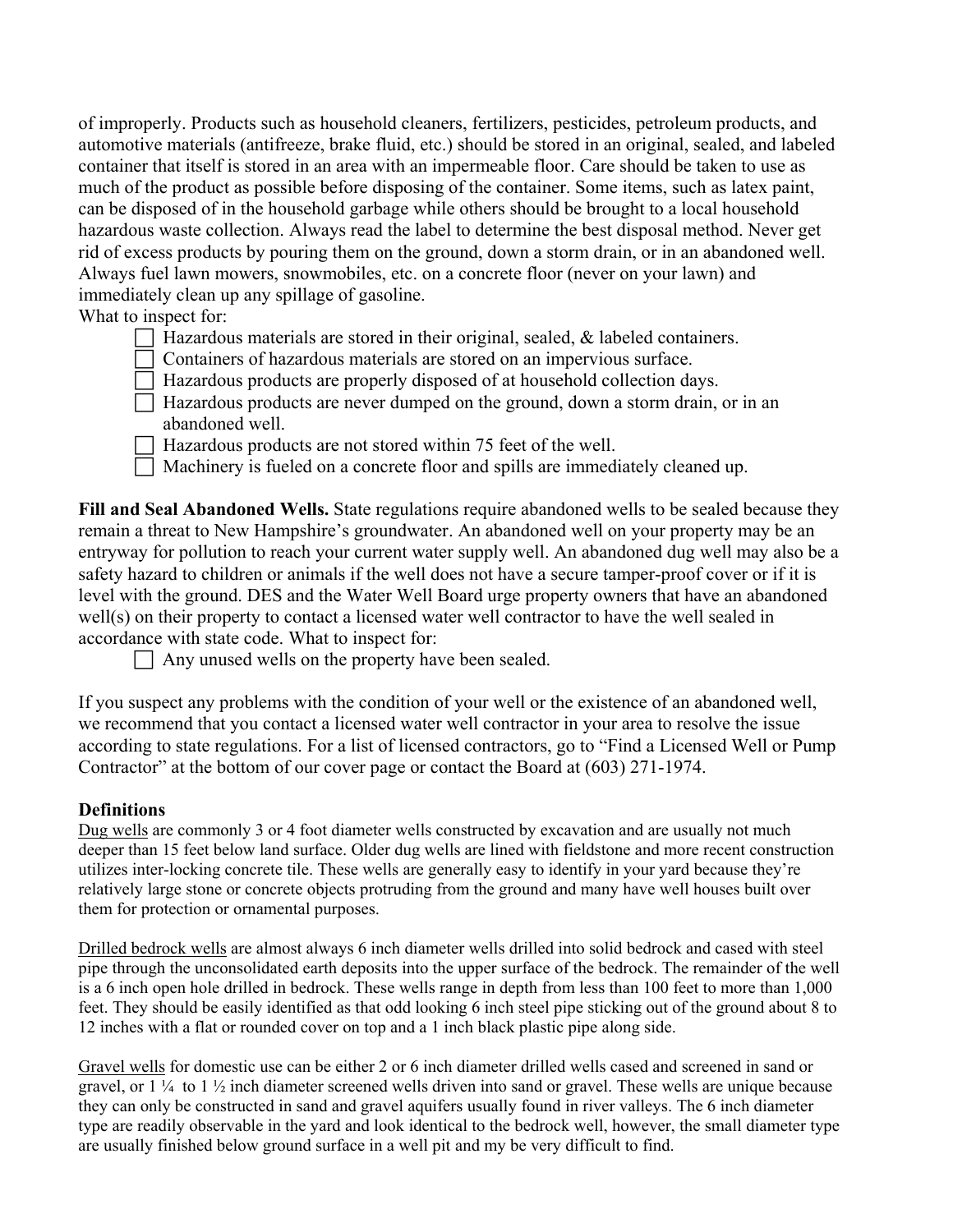of improperly. Products such as household cleaners, fertilizers, pesticides, petroleum products, and automotive materials (antifreeze, brake fluid, etc.) should be stored in an original, sealed, and labeled container that itself is stored in an area with an impermeable floor. Care should be taken to use as much of the product as possible before disposing of the container. Some items, such as latex paint, can be disposed of in the household garbage while others should be brought to a local household hazardous waste collection. Always read the label to determine the best disposal method. Never get rid of excess products by pouring them on the ground, down a storm drain, or in an abandoned well. Always fuel lawn mowers, snowmobiles, etc. on a concrete floor (never on your lawn) and immediately clean up any spillage of gasoline.

What to inspect for:

- ☐ Hazardous materials are stored in their original, sealed, & labeled containers.
- ☐ Containers of hazardous materials are stored on an impervious surface.
- ☐ Hazardous products are properly disposed of at household collection days.
- ☐ Hazardous products are never dumped on the ground, down a storm drain, or in an abandoned well.
- ☐ Hazardous products are not stored within 75 feet of the well.
- ☐ Machinery is fueled on a concrete floor and spills are immediately cleaned up.

**Fill and Seal Abandoned Wells.** State regulations require abandoned wells to be sealed because they remain a threat to New Hampshire's groundwater. An abandoned well on your property may be an entryway for pollution to reach your current water supply well. An abandoned dug well may also be a safety hazard to children or animals if the well does not have a secure tamper-proof cover or if it is level with the ground. DES and the Water Well Board urge property owners that have an abandoned well(s) on their property to contact a licensed water well contractor to have the well sealed in accordance with state code. What to inspect for:

- ☐ Any unused wells on the property have been sealed.

If you suspect any problems with the condition of your well or the existence of an abandoned well, we recommend that you contact a licensed water well contractor in your area to resolve the issue according to state regulations. For a list of licensed contractors, go to "Find a Licensed Well or Pump Contractor" at the bottom of our cover page or contact the Board at (603) 271-1974.

### Definitions

Dug wells are commonly 3 or 4 foot diameter wells constructed by excavation and are usually not much deeper than 15 feet below land surface. Older dug wells are lined with fieldstone and more recent construction utilizes inter-locking concrete tile. These wells are generally easy to identify in your yard because they're relatively large stone or concrete objects protruding from the ground and many have well houses built over them for protection or ornamental purposes.

Drilled bedrock wells are almost always 6 inch diameter wells drilled into solid bedrock and cased with steel pipe through the unconsolidated earth deposits into the upper surface of the bedrock. The remainder of the well is a 6 inch open hole drilled in bedrock. These wells range in depth from less than 100 feet to more than 1,000 feet. They should be easily identified as that odd looking 6 inch steel pipe sticking out of the ground about 8 to 12 inches with a flat or rounded cover on top and a 1 inch black plastic pipe along side.

Gravel wells for domestic use can be either 2 or 6 inch diameter drilled wells cased and screened in sand or gravel, or 1 ¼ to 1 ½ inch diameter screened wells driven into sand or gravel. These wells are unique because they can only be constructed in sand and gravel aquifers usually found in river valleys. The 6 inch diameter type are readily observable in the yard and look identical to the bedrock well, however, the small diameter type are usually finished below ground surface in a well pit and my be very difficult to find.